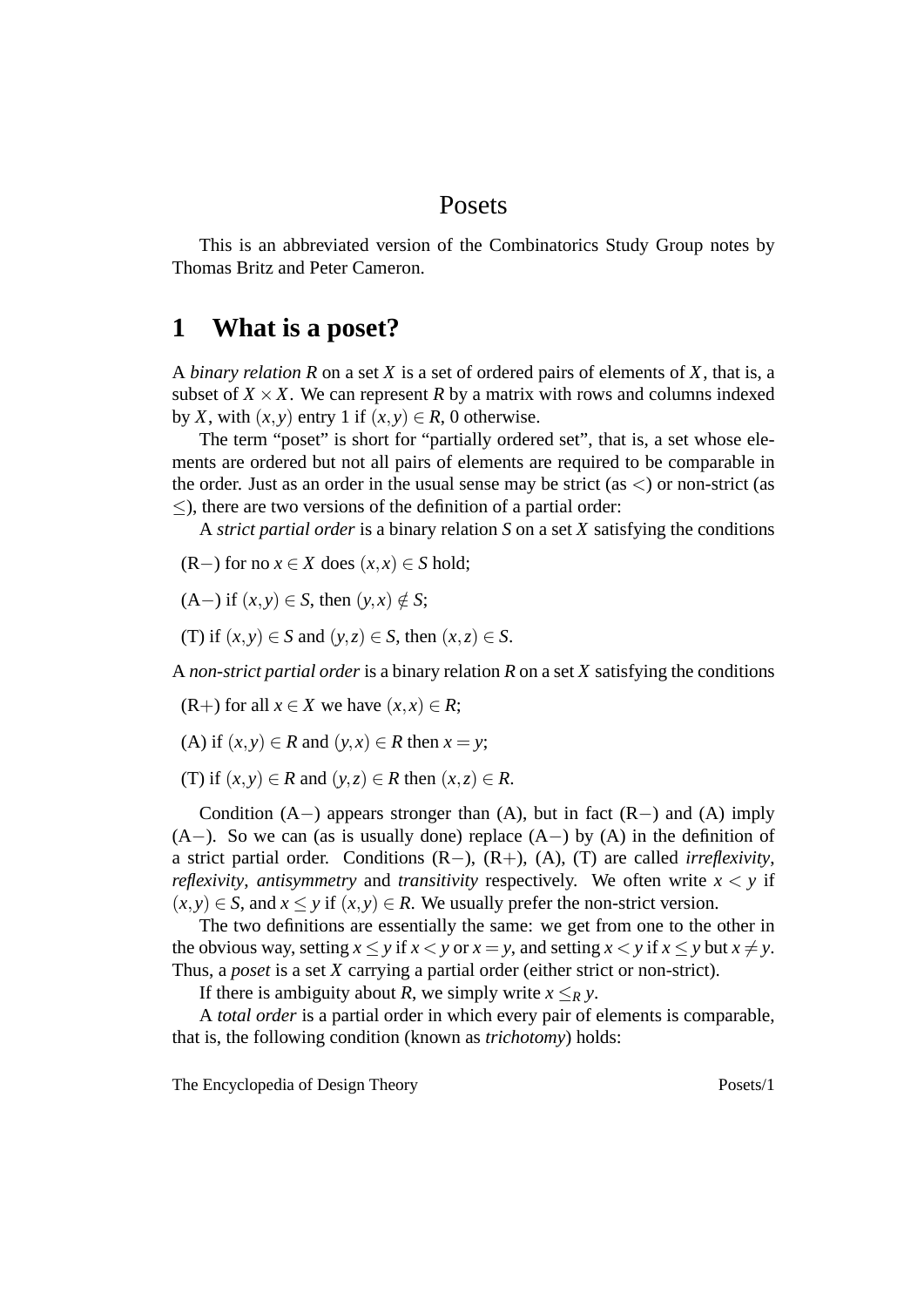# Posets

This is an abbreviated version of the Combinatorics Study Group notes by Thomas Britz and Peter Cameron.

## 1 What is a poset?

A *binary relation* $R$ on a set $X$ is a set of ordered pairs of elements of $X$, that is, a subset of $X \times X$. We can represent $R$ by a matrix with rows and columns indexed by $X$, with $(x,y)$ entry 1 if $(x,y) \in R$, 0 otherwise.

The term "poset" is short for "partially ordered set", that is, a set whose elements are ordered but not all pairs of elements are required to be comparable in the order. Just as an order in the usual sense may be strict (as $<$) or non-strict (as $\leq$), there are two versions of the definition of a partial order:

A *strict partial order* is a binary relation $S$ on a set $X$ satisfying the conditions

(R$-$) for no $x \in X$ does $(x,x) \in S$ hold;

(A$-$) if $(x,y) \in S$, then $(y,x) \notin S$;

(T) if $(x,y) \in S$ and $(y,z) \in S$, then $(x,z) \in S$.

A *non-strict partial order* is a binary relation $R$ on a set $X$ satisfying the conditions

(R$+$) for all $x \in X$ we have $(x,x) \in R$;

(A) if $(x,y) \in R$ and $(y,x) \in R$ then $x = y$;

(T) if $(x,y) \in R$ and $(y,z) \in R$ then $(x,z) \in R$.

Condition (A$-$) appears stronger than (A), but in fact (R$-$) and (A) imply (A$-$). So we can (as is usually done) replace (A$-$) by (A) in the definition of a strict partial order. Conditions (R$-$), (R$+$), (A), (T) are called *irreflexivity*, *reflexivity*, *antisymmetry* and *transitivity* respectively. We often write $x < y$ if $(x,y) \in S$, and $x \leq y$ if $(x,y) \in R$. We usually prefer the non-strict version.

The two definitions are essentially the same: we get from one to the other in the obvious way, setting $x \leq y$ if $x < y$ or $x = y$, and setting $x < y$ if $x \leq y$ but $x \neq y$. Thus, a *poset* is a set $X$ carrying a partial order (either strict or non-strict).

If there is ambiguity about $R$, we simply write $x \leq_R y$.

A *total order* is a partial order in which every pair of elements is comparable, that is, the following condition (known as *trichotomy*) holds: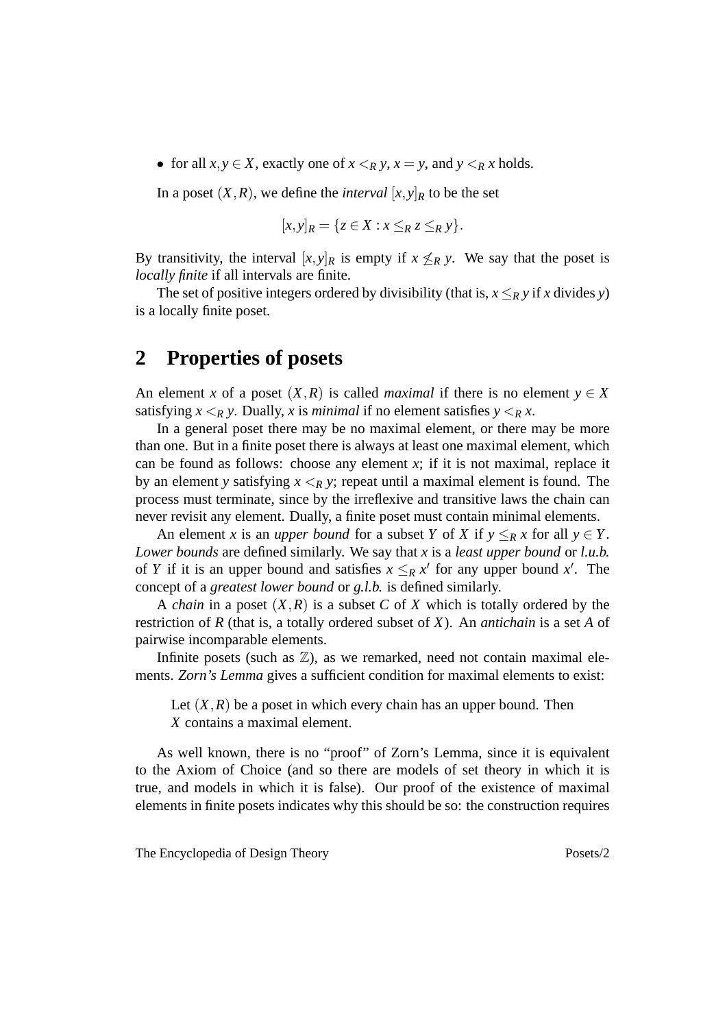- for all $x, y \in X$, exactly one of $x <_R y$, $x = y$, and $y <_R x$ holds.

In a poset $(X,R)$, we define the *interval* $[x,y]_R$ to be the set

$$[x,y]_R = \{z \in X : x \leq_R z \leq_R y\}.$$

By transitivity, the interval $[x,y]_R$ is empty if $x \not\leq_R y$. We say that the poset is *locally finite* if all intervals are finite.

The set of positive integers ordered by divisibility (that is, $x \leq_R y$ if $x$ divides $y$) is a locally finite poset.

## 2 Properties of posets

An element $x$ of a poset $(X,R)$ is called *maximal* if there is no element $y \in X$ satisfying $x <_R y$. Dually, $x$ is *minimal* if no element satisfies $y <_R x$.

In a general poset there may be no maximal element, or there may be more than one. But in a finite poset there is always at least one maximal element, which can be found as follows: choose any element $x$; if it is not maximal, replace it by an element $y$ satisfying $x <_R y$; repeat until a maximal element is found. The process must terminate, since by the irreflexive and transitive laws the chain can never revisit any element. Dually, a finite poset must contain minimal elements.

An element $x$ is an *upper bound* for a subset $Y$ of $X$ if $y \leq_R x$ for all $y \in Y$. *Lower bounds* are defined similarly. We say that $x$ is a *least upper bound* or *l.u.b.* of $Y$ if it is an upper bound and satisfies $x \leq_R x'$ for any upper bound $x'$. The concept of a *greatest lower bound* or *g.l.b.* is defined similarly.

A *chain* in a poset $(X,R)$ is a subset $C$ of $X$ which is totally ordered by the restriction of $R$ (that is, a totally ordered subset of $X$). An *antichain* is a set $A$ of pairwise incomparable elements.

Infinite posets (such as $\mathbb{Z}$), as we remarked, need not contain maximal elements. *Zorn's Lemma* gives a sufficient condition for maximal elements to exist:

> Let $(X,R)$ be a poset in which every chain has an upper bound. Then $X$ contains a maximal element.

As well known, there is no "proof" of Zorn's Lemma, since it is equivalent to the Axiom of Choice (and so there are models of set theory in which it is true, and models in which it is false). Our proof of the existence of maximal elements in finite posets indicates why this should be so: the construction requires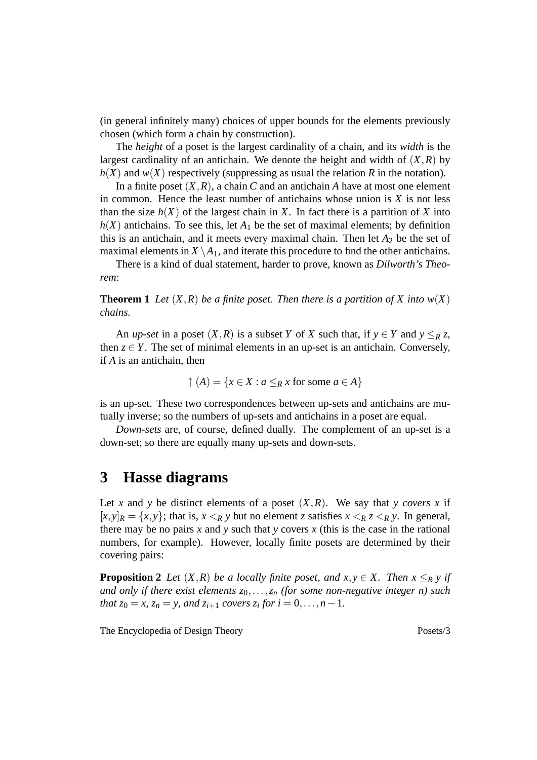(in general infinitely many) choices of upper bounds for the elements previously chosen (which form a chain by construction).

The *height* of a poset is the largest cardinality of a chain, and its *width* is the largest cardinality of an antichain. We denote the height and width of $(X,R)$ by $h(X)$ and $w(X)$ respectively (suppressing as usual the relation $R$ in the notation).

In a finite poset $(X,R)$, a chain $C$ and an antichain $A$ have at most one element in common. Hence the least number of antichains whose union is $X$ is not less than the size $h(X)$ of the largest chain in $X$. In fact there is a partition of $X$ into $h(X)$ antichains. To see this, let $A_1$ be the set of maximal elements; by definition this is an antichain, and it meets every maximal chain. Then let $A_2$ be the set of maximal elements in $X \setminus A_1$, and iterate this procedure to find the other antichains.

There is a kind of dual statement, harder to prove, known as *Dilworth's Theorem*:

**Theorem 1** *Let $(X,R)$ be a finite poset. Then there is a partition of $X$ into $w(X)$ chains.*

An *up-set* in a poset $(X,R)$ is a subset $Y$ of $X$ such that, if $y \in Y$ and $y \leq_R z$, then $z \in Y$. The set of minimal elements in an up-set is an antichain. Conversely, if $A$ is an antichain, then

$$\uparrow(A) = \{x \in X : a \leq_R x \text{ for some } a \in A\}$$

is an up-set. These two correspondences between up-sets and antichains are mutually inverse; so the numbers of up-sets and antichains in a poset are equal.

*Down-sets* are, of course, defined dually. The complement of an up-set is a down-set; so there are equally many up-sets and down-sets.

## 3 Hasse diagrams

Let $x$ and $y$ be distinct elements of a poset $(X,R)$. We say that $y$ *covers* $x$ if $[x,y]_R = \{x,y\}$; that is, $x <_R y$ but no element $z$ satisfies $x <_R z <_R y$. In general, there may be no pairs $x$ and $y$ such that $y$ covers $x$ (this is the case in the rational numbers, for example). However, locally finite posets are determined by their covering pairs:

**Proposition 2** *Let $(X,R)$ be a locally finite poset, and $x,y \in X$. Then $x \leq_R y$ if and only if there exist elements $z_0,\ldots,z_n$ (for some non-negative integer $n$) such that $z_0 = x$, $z_n = y$, and $z_{i+1}$ covers $z_i$ for $i = 0,\ldots,n-1$.*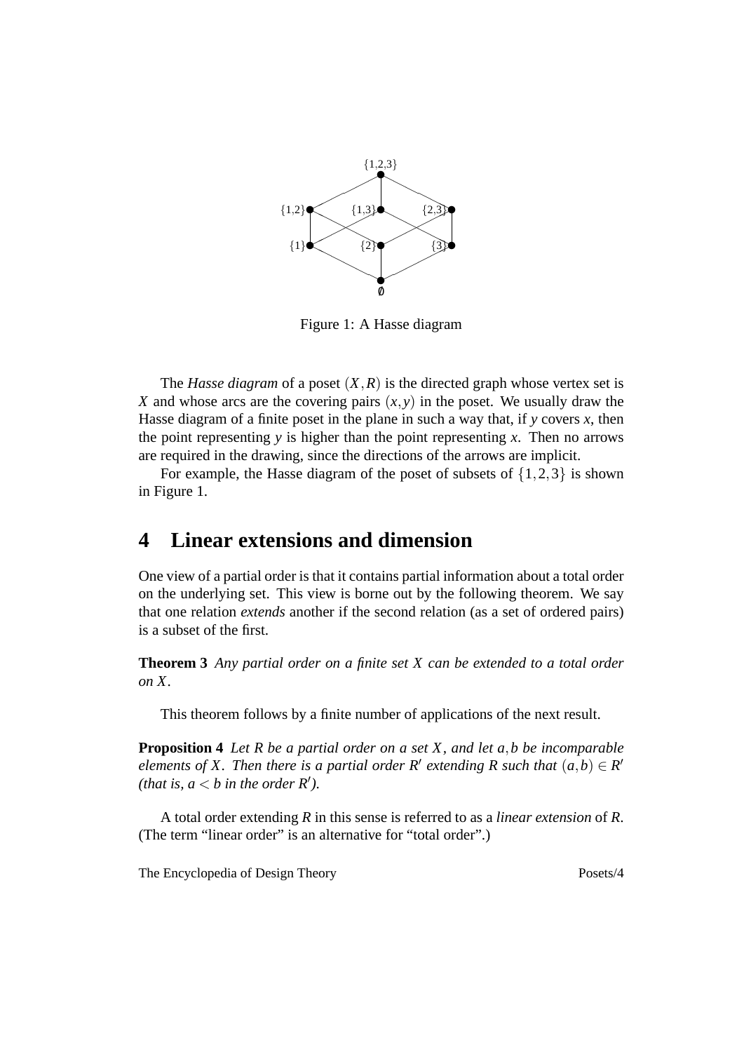Figure 1: A Hasse diagram

The *Hasse diagram* of a poset $(X,R)$ is the directed graph whose vertex set is $X$ and whose arcs are the covering pairs $(x,y)$ in the poset. We usually draw the Hasse diagram of a finite poset in the plane in such a way that, if $y$ covers $x$, then the point representing $y$ is higher than the point representing $x$. Then no arrows are required in the drawing, since the directions of the arrows are implicit.

For example, the Hasse diagram of the poset of subsets of $\{1,2,3\}$ is shown in Figure 1.

## 4 Linear extensions and dimension

One view of a partial order is that it contains partial information about a total order on the underlying set. This view is borne out by the following theorem. We say that one relation *extends* another if the second relation (as a set of ordered pairs) is a subset of the first.

**Theorem 3** *Any partial order on a finite set $X$ can be extended to a total order on $X$.*

This theorem follows by a finite number of applications of the next result.

**Proposition 4** *Let $R$ be a partial order on a set $X$, and let $a,b$ be incomparable elements of $X$. Then there is a partial order $R'$ extending $R$ such that $(a,b) \in R'$ (that is, $a < b$ in the order $R'$).*

A total order extending $R$ in this sense is referred to as a *linear extension* of $R$. (The term "linear order" is an alternative for "total order".)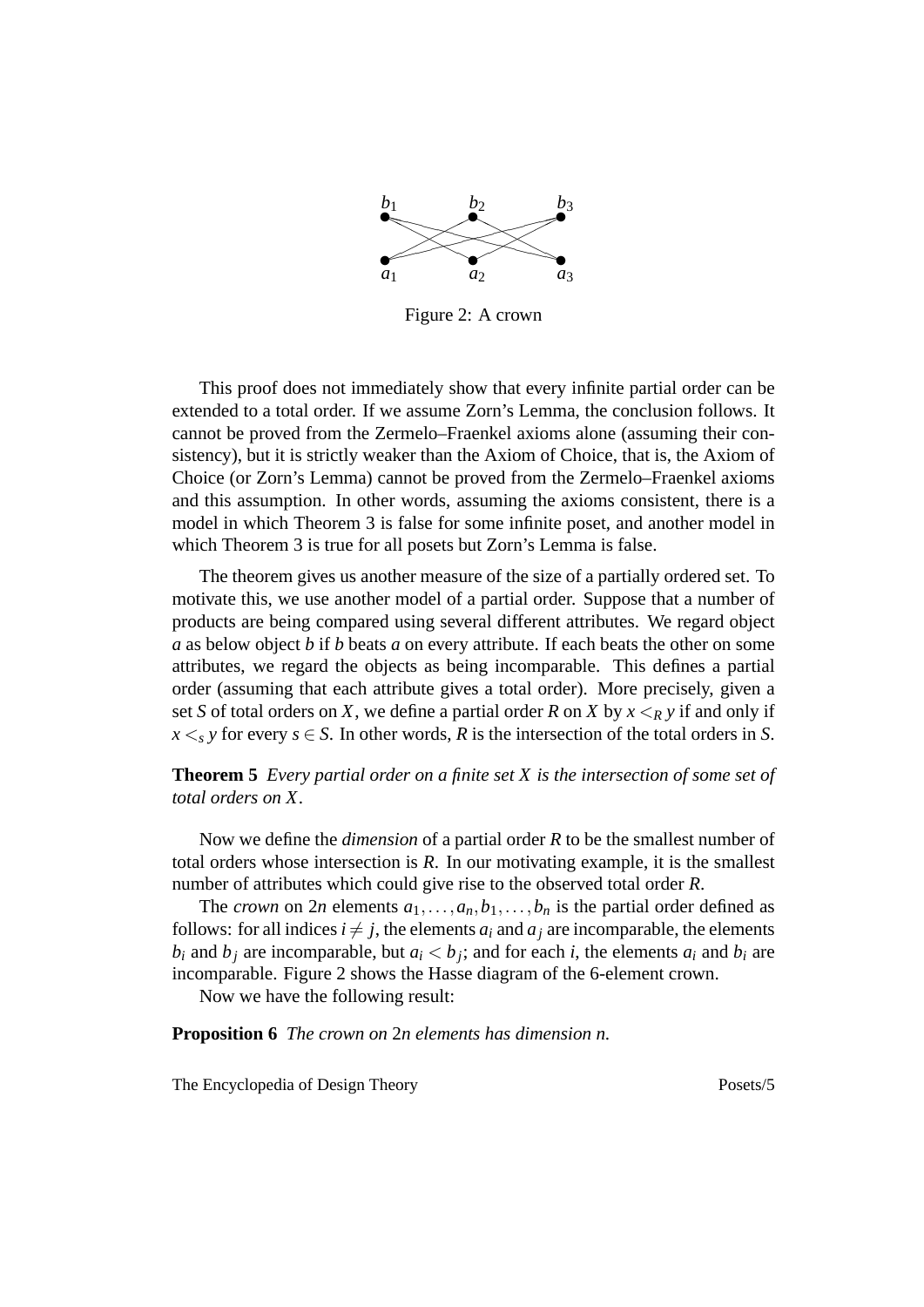Figure 2: A crown

This proof does not immediately show that every infinite partial order can be extended to a total order. If we assume Zorn's Lemma, the conclusion follows. It cannot be proved from the Zermelo–Fraenkel axioms alone (assuming their consistency), but it is strictly weaker than the Axiom of Choice, that is, the Axiom of Choice (or Zorn's Lemma) cannot be proved from the Zermelo–Fraenkel axioms and this assumption. In other words, assuming the axioms consistent, there is a model in which Theorem 3 is false for some infinite poset, and another model in which Theorem 3 is true for all posets but Zorn's Lemma is false.

The theorem gives us another measure of the size of a partially ordered set. To motivate this, we use another model of a partial order. Suppose that a number of products are being compared using several different attributes. We regard object $a$ as below object $b$ if $b$ beats $a$ on every attribute. If each beats the other on some attributes, we regard the objects as being incomparable. This defines a partial order (assuming that each attribute gives a total order). More precisely, given a set $S$ of total orders on $X$, we define a partial order $R$ on $X$ by $x <_R y$ if and only if $x <_s y$ for every $s \in S$. In other words, $R$ is the intersection of the total orders in $S$.

**Theorem 5** *Every partial order on a finite set $X$ is the intersection of some set of total orders on $X$.*

Now we define the *dimension* of a partial order $R$ to be the smallest number of total orders whose intersection is $R$. In our motivating example, it is the smallest number of attributes which could give rise to the observed total order $R$.

The *crown* on $2n$ elements $a_1, \ldots, a_n, b_1, \ldots, b_n$ is the partial order defined as follows: for all indices $i \neq j$, the elements $a_i$ and $a_j$ are incomparable, the elements $b_i$ and $b_j$ are incomparable, but $a_i < b_j$; and for each $i$, the elements $a_i$ and $b_i$ are incomparable. Figure 2 shows the Hasse diagram of the 6-element crown.

Now we have the following result:

**Proposition 6** *The crown on $2n$ elements has dimension $n$.*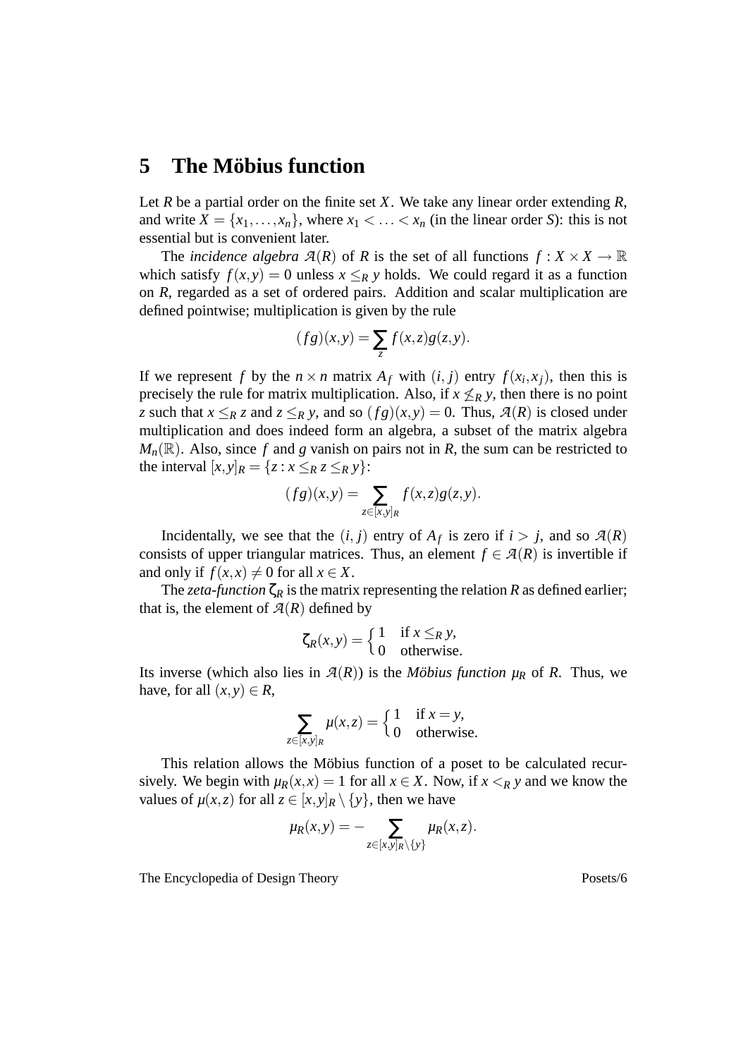## 5 The Möbius function

Let $R$ be a partial order on the finite set $X$. We take any linear order extending $R$, and write $X = \{x_1, \ldots, x_n\}$, where $x_1 < \ldots < x_n$ (in the linear order $S$): this is not essential but is convenient later.

The *incidence algebra* $\mathcal{A}(R)$ of $R$ is the set of all functions $f : X \times X \to \mathbb{R}$ which satisfy $f(x,y) = 0$ unless $x \leq_R y$ holds. We could regard it as a function on $R$, regarded as a set of ordered pairs. Addition and scalar multiplication are defined pointwise; multiplication is given by the rule

$$(fg)(x,y) = \sum_z f(x,z)g(z,y).$$

If we represent $f$ by the $n \times n$ matrix $A_f$ with $(i,j)$ entry $f(x_i, x_j)$, then this is precisely the rule for matrix multiplication. Also, if $x \not\leq_R y$, then there is no point $z$ such that $x \leq_R z$ and $z \leq_R y$, and so $(fg)(x,y) = 0$. Thus, $\mathcal{A}(R)$ is closed under multiplication and does indeed form an algebra, a subset of the matrix algebra $M_n(\mathbb{R})$. Also, since $f$ and $g$ vanish on pairs not in $R$, the sum can be restricted to the interval $[x,y]_R = \{z : x \leq_R z \leq_R y\}$:

$$(fg)(x,y) = \sum_{z \in [x,y]_R} f(x,z)g(z,y).$$

Incidentally, we see that the $(i,j)$ entry of $A_f$ is zero if $i > j$, and so $\mathcal{A}(R)$ consists of upper triangular matrices. Thus, an element $f \in \mathcal{A}(R)$ is invertible if and only if $f(x,x) \neq 0$ for all $x \in X$.

The *zeta-function* $\zeta_R$ is the matrix representing the relation $R$ as defined earlier; that is, the element of $\mathcal{A}(R)$ defined by

$$\zeta_R(x,y) = \begin{cases} 1 & \text{if } x \leq_R y, \\ 0 & \text{otherwise.} \end{cases}$$

Its inverse (which also lies in $\mathcal{A}(R)$) is the *Möbius function* $\mu_R$ of $R$. Thus, we have, for all $(x,y) \in R$,

$$\sum_{z \in [x,y]_R} \mu(x,z) = \begin{cases} 1 & \text{if } x = y, \\ 0 & \text{otherwise.} \end{cases}$$

This relation allows the Möbius function of a poset to be calculated recursively. We begin with $\mu_R(x,x) = 1$ for all $x \in X$. Now, if $x <_R y$ and we know the values of $\mu(x,z)$ for all $z \in [x,y]_R \setminus \{y\}$, then we have

$$\mu_R(x,y) = -\sum_{z \in [x,y]_R \setminus \{y\}} \mu_R(x,z).$$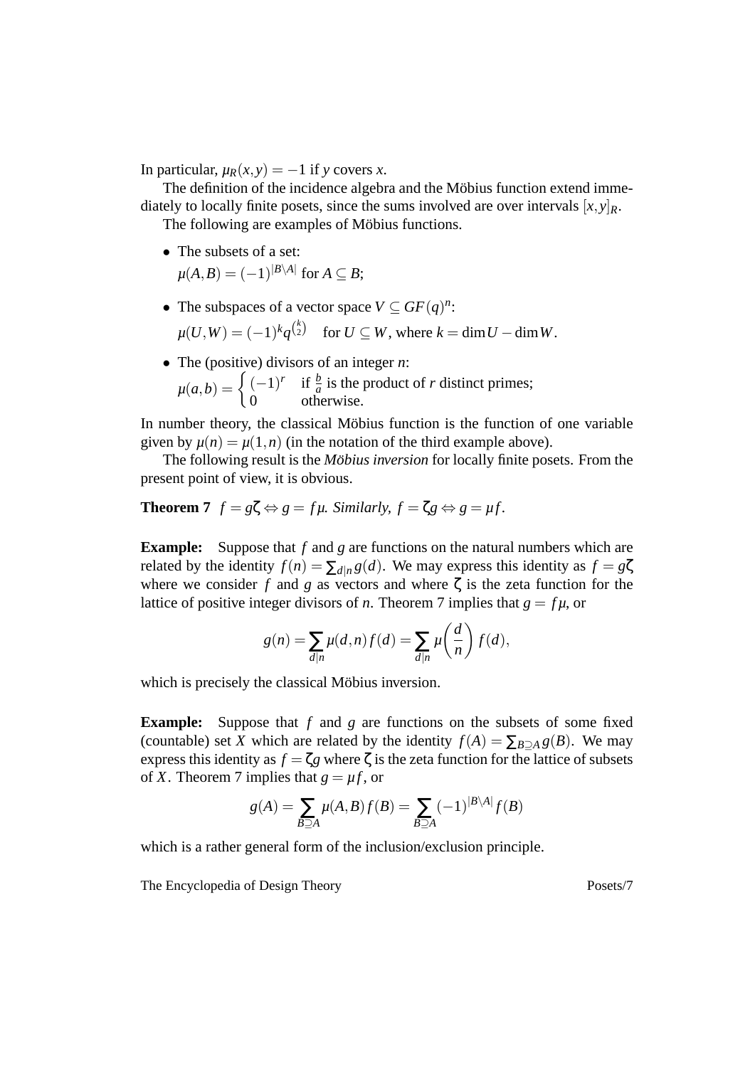In particular, $\mu_R(x,y) = -1$ if $y$ covers $x$.

The definition of the incidence algebra and the Möbius function extend immediately to locally finite posets, since the sums involved are over intervals $[x,y]_R$.

The following are examples of Möbius functions.

- The subsets of a set:
  $\mu(A,B) = (-1)^{|B \setminus A|}$ for $A \subseteq B$;
- The subspaces of a vector space $V \subseteq GF(q)^n$:
  $\mu(U,W) = (-1)^k q^{\binom{k}{2}}$ for $U \subseteq W$, where $k = \dim U - \dim W$.
- The (positive) divisors of an integer $n$:
  $\mu(a,b) = \begin{cases} (-1)^r & \text{if } \frac{b}{a} \text{ is the product of } r \text{ distinct primes;} \\ 0 & \text{otherwise.} \end{cases}$

In number theory, the classical Möbius function is the function of one variable given by $\mu(n) = \mu(1,n)$ (in the notation of the third example above).

The following result is the *Möbius inversion* for locally finite posets. From the present point of view, it is obvious.

**Theorem 7** *$f = g\zeta \Leftrightarrow g = f\mu$. Similarly, $f = \zeta g \Leftrightarrow g = \mu f$.*

**Example:** Suppose that $f$ and $g$ are functions on the natural numbers which are related by the identity $f(n) = \sum_{d|n} g(d)$. We may express this identity as $f = g\zeta$ where we consider $f$ and $g$ as vectors and where $\zeta$ is the zeta function for the lattice of positive integer divisors of $n$. Theorem 7 implies that $g = f\mu$, or

$$g(n) = \sum_{d|n} \mu(d,n) f(d) = \sum_{d|n} \mu\left(\frac{d}{n}\right) f(d),$$

which is precisely the classical Möbius inversion.

**Example:** Suppose that $f$ and $g$ are functions on the subsets of some fixed (countable) set $X$ which are related by the identity $f(A) = \sum_{B \supseteq A} g(B)$. We may express this identity as $f = \zeta g$ where $\zeta$ is the zeta function for the lattice of subsets of $X$. Theorem 7 implies that $g = \mu f$, or

$$g(A) = \sum_{B \supseteq A} \mu(A,B) f(B) = \sum_{B \supseteq A} (-1)^{|B \setminus A|} f(B)$$

which is a rather general form of the inclusion/exclusion principle.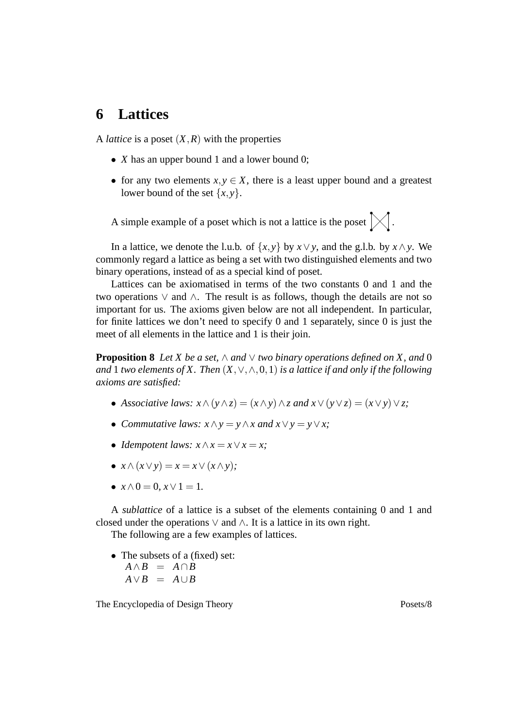## 6 Lattices

A *lattice* is a poset $(X,R)$ with the properties

- $X$ has an upper bound 1 and a lower bound 0;
- for any two elements $x,y \in X$, there is a least upper bound and a greatest lower bound of the set $\{x,y\}$.

A simple example of a poset which is not a lattice is the poset $\bowtie$.

In a lattice, we denote the l.u.b. of $\{x,y\}$ by $x \vee y$, and the g.l.b. by $x \wedge y$. We commonly regard a lattice as being a set with two distinguished elements and two binary operations, instead of as a special kind of poset.

Lattices can be axiomatised in terms of the two constants 0 and 1 and the two operations $\vee$ and $\wedge$. The result is as follows, though the details are not so important for us. The axioms given below are not all independent. In particular, for finite lattices we don't need to specify 0 and 1 separately, since 0 is just the meet of all elements in the lattice and 1 is their join.

**Proposition 8** *Let $X$ be a set, $\wedge$ and $\vee$ two binary operations defined on $X$, and 0 and 1 two elements of $X$. Then $(X,\vee,\wedge,0,1)$ is a lattice if and only if the following axioms are satisfied:*

- *Associative laws: $x \wedge (y \wedge z) = (x \wedge y) \wedge z$ and $x \vee (y \vee z) = (x \vee y) \vee z$;*
- *Commutative laws: $x \wedge y = y \wedge x$ and $x \vee y = y \vee x$;*
- *Idempotent laws: $x \wedge x = x \vee x = x$;*
- *$x \wedge (x \vee y) = x = x \vee (x \wedge y)$;*
- *$x \wedge 0 = 0$, $x \vee 1 = 1$.*

A *sublattice* of a lattice is a subset of the elements containing 0 and 1 and closed under the operations $\vee$ and $\wedge$. It is a lattice in its own right.

The following are a few examples of lattices.

- The subsets of a (fixed) set:
  $A \wedge B = A \cap B$
  $A \vee B = A \cup B$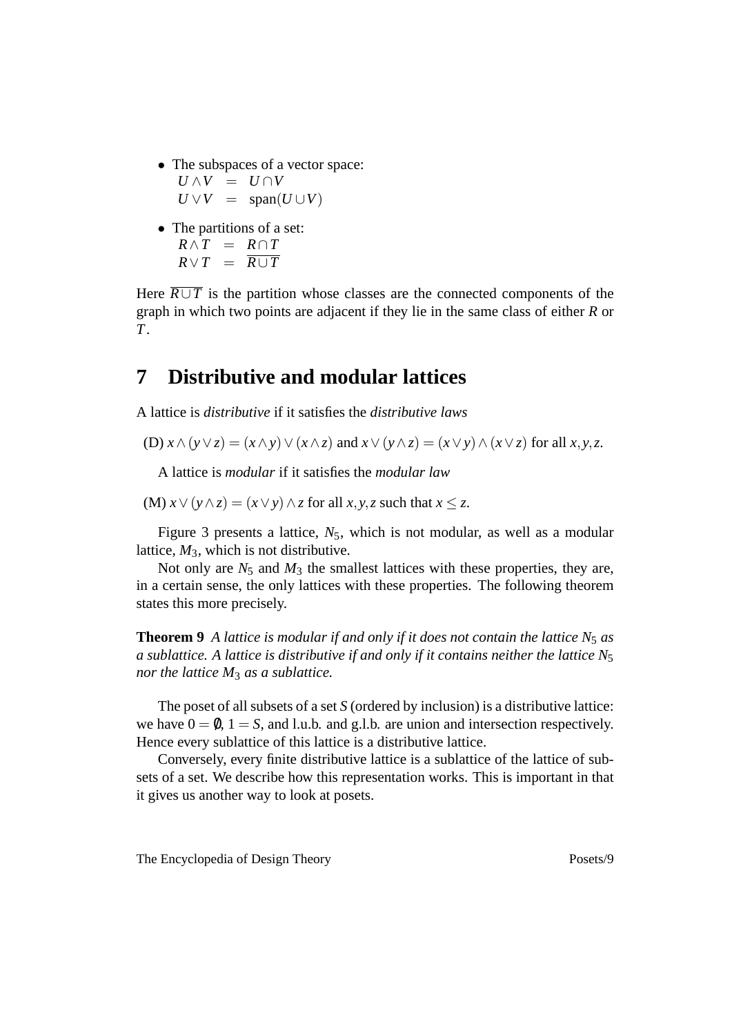- The subspaces of a vector space:
  $U \wedge V = U \cap V$
  $U \vee V = \mathrm{span}(U \cup V)$
- The partitions of a set:
  $R \wedge T = R \cap T$
  $R \vee T = \overline{R \cup T}$

Here $\overline{R \cup T}$ is the partition whose classes are the connected components of the graph in which two points are adjacent if they lie in the same class of either $R$ or $T$.

# 7 Distributive and modular lattices

A lattice is *distributive* if it satisfies the *distributive laws*

(D) $x \wedge (y \vee z) = (x \wedge y) \vee (x \wedge z)$ and $x \vee (y \wedge z) = (x \vee y) \wedge (x \vee z)$ for all $x, y, z$.

A lattice is *modular* if it satisfies the *modular law*

(M) $x \vee (y \wedge z) = (x \vee y) \wedge z$ for all $x, y, z$ such that $x \leq z$.

Figure 3 presents a lattice, $N_5$, which is not modular, as well as a modular lattice, $M_3$, which is not distributive.

Not only are $N_5$ and $M_3$ the smallest lattices with these properties, they are, in a certain sense, the only lattices with these properties. The following theorem states this more precisely.

**Theorem 9** *A lattice is modular if and only if it does not contain the lattice $N_5$ as a sublattice. A lattice is distributive if and only if it contains neither the lattice $N_5$ nor the lattice $M_3$ as a sublattice.*

The poset of all subsets of a set $S$ (ordered by inclusion) is a distributive lattice: we have $0 = \emptyset$, $1 = S$, and l.u.b. and g.l.b. are union and intersection respectively. Hence every sublattice of this lattice is a distributive lattice.

Conversely, every finite distributive lattice is a sublattice of the lattice of subsets of a set. We describe how this representation works. This is important in that it gives us another way to look at posets.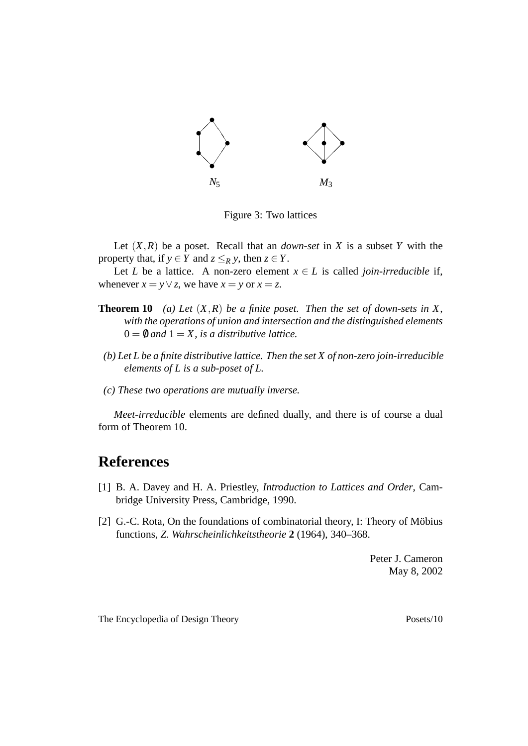$N_5$

$M_3$

Figure 3: Two lattices

Let $(X,R)$ be a poset. Recall that an *down-set* in $X$ is a subset $Y$ with the property that, if $y \in Y$ and $z \leq_R y$, then $z \in Y$.

Let $L$ be a lattice. A non-zero element $x \in L$ is called *join-irreducible* if, whenever $x = y \vee z$, we have $x = y$ or $x = z$.

**Theorem 10** *(a) Let $(X,R)$ be a finite poset. Then the set of down-sets in $X$, with the operations of union and intersection and the distinguished elements $0 = \emptyset$ and $1 = X$, is a distributive lattice.*

*(b) Let $L$ be a finite distributive lattice. Then the set $X$ of non-zero join-irreducible elements of $L$ is a sub-poset of $L$.*

*(c) These two operations are mutually inverse.*

*Meet-irreducible* elements are defined dually, and there is of course a dual form of Theorem 10.

## References

[1] B. A. Davey and H. A. Priestley, *Introduction to Lattices and Order*, Cambridge University Press, Cambridge, 1990.

[2] G.-C. Rota, On the foundations of combinatorial theory, I: Theory of Möbius functions, *Z. Wahrscheinlichkeitstheorie* **2** (1964), 340–368.

Peter J. Cameron
May 8, 2002